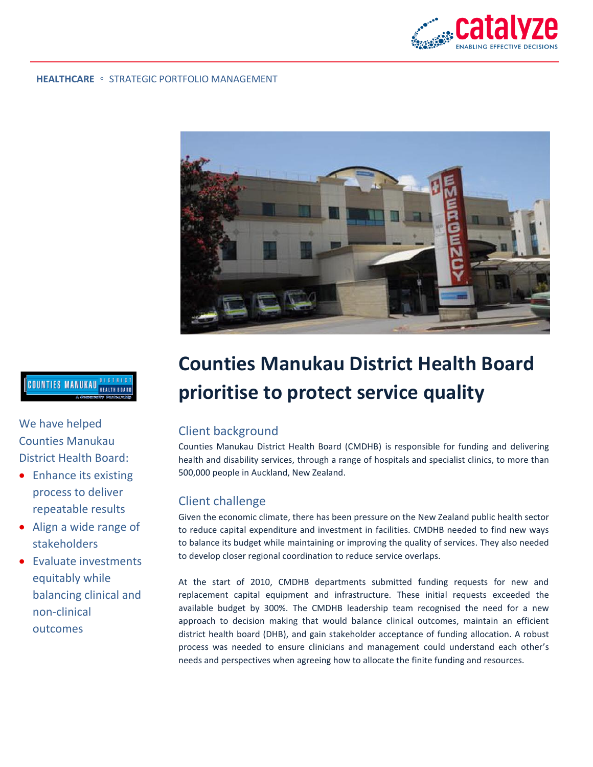HEALTHCARE ◦ STRATEGIC PORTFOLIO MANAGEMENT

# Counties Manukau District Health Board prioritise to protect service quality

We have helped Counties Manukau District Health Board:

- Enhance its existing process to deliver repeatable results
- Align a wide range of stakeholders
- Evaluate investments equitably while balancing clinical and non-clinical outcomes

## Client background

Counties Manukau District Health Board (CMDHB) is responsible for funding and delivering health and disability services, through a range of hospitals and specialist clinics, to more than 500,000 people in Auckland, New Zealand.

## Client challenge

Given the economic climate, there has been pressure on the New Zealand public health sector to reduce capital expenditure and investment in facilities. CMDHB needed to find new ways to balance its budget while maintaining or improving the quality of services. They also needed to develop closer regional coordination to reduce service overlaps.

At the start of 2010, CMDHB departments submitted funding requests for new and replacement capital equipment and infrastructure. These initial requests exceeded the available budget by 300%. The CMDHB leadership team recognised the need for a new approach to decision making that would balance clinical outcomes, maintain an efficient district health board (DHB), and gain stakeholder acceptance of funding allocation. A robust process was needed to ensure clinicians and management could understand each other's needs and perspectives when agreeing how to allocate the finite funding and resources.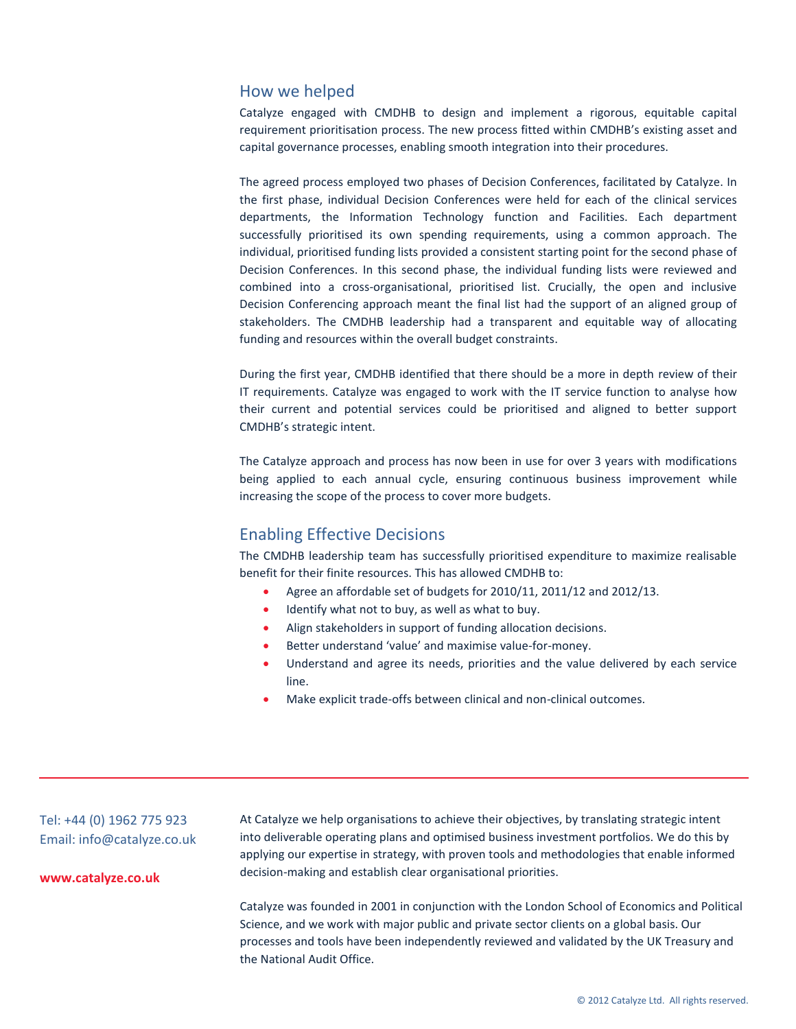## How we helped

Catalyze engaged with CMDHB to design and implement a rigorous, equitable capital requirement prioritisation process. The new process fitted within CMDHB's existing asset and capital governance processes, enabling smooth integration into their procedures.

The agreed process employed two phases of Decision Conferences, facilitated by Catalyze. In the first phase, individual Decision Conferences were held for each of the clinical services departments, the Information Technology function and Facilities. Each department successfully prioritised its own spending requirements, using a common approach. The individual, prioritised funding lists provided a consistent starting point for the second phase of Decision Conferences. In this second phase, the individual funding lists were reviewed and combined into a cross-organisational, prioritised list. Crucially, the open and inclusive Decision Conferencing approach meant the final list had the support of an aligned group of stakeholders. The CMDHB leadership had a transparent and equitable way of allocating funding and resources within the overall budget constraints.

During the first year, CMDHB identified that there should be a more in depth review of their IT requirements. Catalyze was engaged to work with the IT service function to analyse how their current and potential services could be prioritised and aligned to better support CMDHB's strategic intent.

The Catalyze approach and process has now been in use for over 3 years with modifications being applied to each annual cycle, ensuring continuous business improvement while increasing the scope of the process to cover more budgets.

## Enabling Effective Decisions

The CMDHB leadership team has successfully prioritised expenditure to maximize realisable benefit for their finite resources. This has allowed CMDHB to:

- Agree an affordable set of budgets for 2010/11, 2011/12 and 2012/13.
- Identify what not to buy, as well as what to buy.
- Align stakeholders in support of funding allocation decisions.
- Better understand 'value' and maximise value-for-money.
- Understand and agree its needs, priorities and the value delivered by each service line.
- Make explicit trade-offs between clinical and non-clinical outcomes.

---

Tel: +44 (0) 1962 775 923
Email: info@catalyze.co.uk

**www.catalyze.co.uk**

At Catalyze we help organisations to achieve their objectives, by translating strategic intent into deliverable operating plans and optimised business investment portfolios. We do this by applying our expertise in strategy, with proven tools and methodologies that enable informed decision-making and establish clear organisational priorities.

Catalyze was founded in 2001 in conjunction with the London School of Economics and Political Science, and we work with major public and private sector clients on a global basis. Our processes and tools have been independently reviewed and validated by the UK Treasury and the National Audit Office.

© 2012 Catalyze Ltd. All rights reserved.